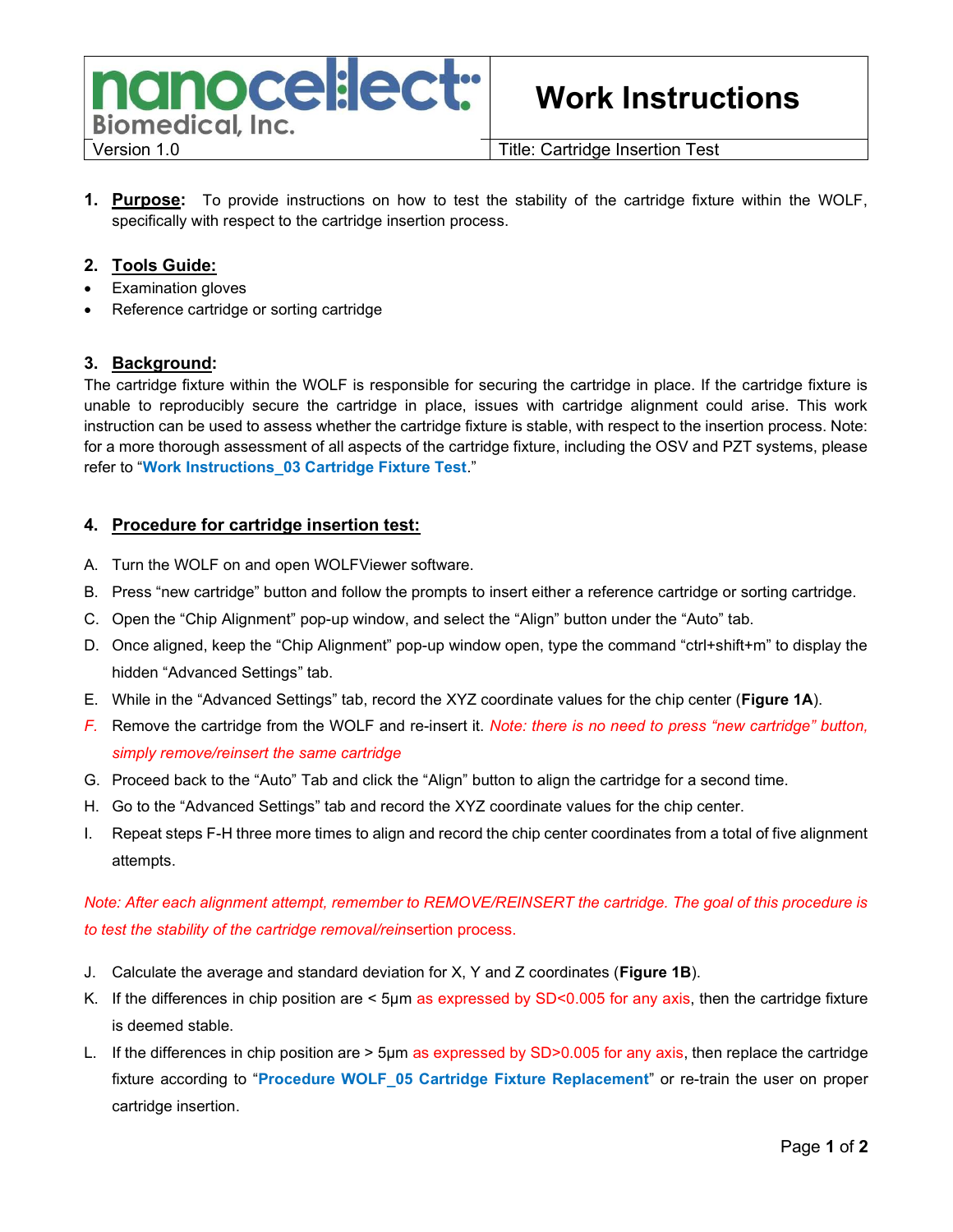| nanocellect Biomedical, Inc. | **Work Instructions** |
| --- | --- |
| Version 1.0 | Title: Cartridge Insertion Test |

1. **Purpose:** To provide instructions on how to test the stability of the cartridge fixture within the WOLF, specifically with respect to the cartridge insertion process.

2. **Tools Guide:**

- Examination gloves
- Reference cartridge or sorting cartridge

3. **Background:**

The cartridge fixture within the WOLF is responsible for securing the cartridge in place. If the cartridge fixture is unable to reproducibly secure the cartridge in place, issues with cartridge alignment could arise. This work instruction can be used to assess whether the cartridge fixture is stable, with respect to the insertion process. Note: for a more thorough assessment of all aspects of the cartridge fixture, including the OSV and PZT systems, please refer to "**Work Instructions_03 Cartridge Fixture Test**."

4. **Procedure for cartridge insertion test:**

A. Turn the WOLF on and open WOLFViewer software.

B. Press "new cartridge" button and follow the prompts to insert either a reference cartridge or sorting cartridge.

C. Open the "Chip Alignment" pop-up window, and select the "Align" button under the "Auto" tab.

D. Once aligned, keep the "Chip Alignment" pop-up window open, type the command "ctrl+shift+m" to display the hidden "Advanced Settings" tab.

E. While in the "Advanced Settings" tab, record the XYZ coordinate values for the chip center (**Figure 1A**).

*F.* Remove the cartridge from the WOLF and re-insert it. *Note: there is no need to press "new cartridge" button, simply remove/reinsert the same cartridge*

G. Proceed back to the "Auto" Tab and click the "Align" button to align the cartridge for a second time.

H. Go to the "Advanced Settings" tab and record the XYZ coordinate values for the chip center.

I. Repeat steps F-H three more times to align and record the chip center coordinates from a total of five alignment attempts.

*Note: After each alignment attempt, remember to REMOVE/REINSERT the cartridge. The goal of this procedure is to test the stability of the cartridge removal/reinsertion process.*

J. Calculate the average and standard deviation for X, Y and Z coordinates (**Figure 1B**).

K. If the differences in chip position are < 5µm as expressed by SD<0.005 for any axis, then the cartridge fixture is deemed stable.

L. If the differences in chip position are > 5µm as expressed by SD>0.005 for any axis, then replace the cartridge fixture according to "**Procedure WOLF_05 Cartridge Fixture Replacement**" or re-train the user on proper cartridge insertion.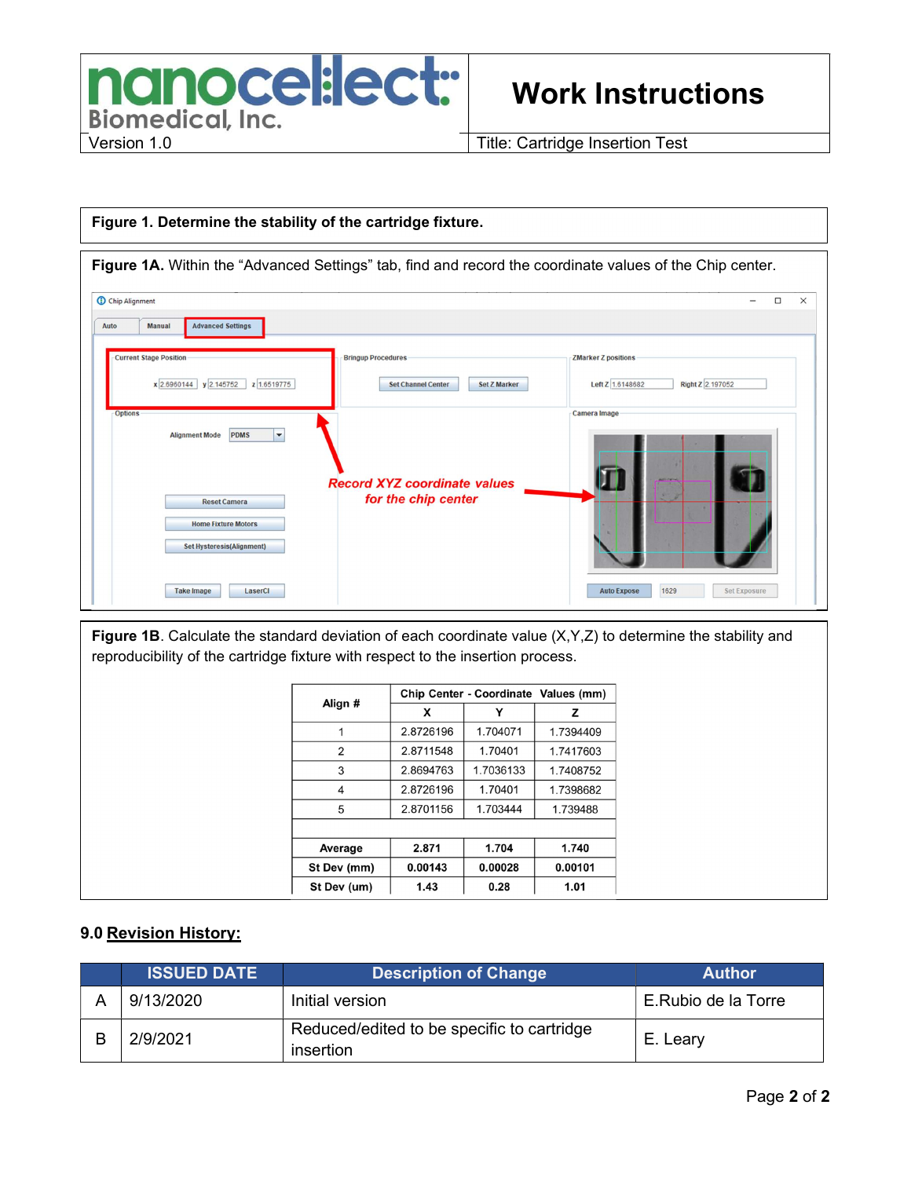**Figure 1. Determine the stability of the cartridge fixture.**

**Figure 1A.** Within the "Advanced Settings" tab, find and record the coordinate values of the Chip center.

*Record XYZ coordinate values for the chip center*

**Figure 1B**. Calculate the standard deviation of each coordinate value (X,Y,Z) to determine the stability and reproducibility of the cartridge fixture with respect to the insertion process.

| Align # | Chip Center - Coordinate Values (mm) | | |
|---|---|---|---|
| | X | Y | Z |
| 1 | 2.8726196 | 1.704071 | 1.7394409 |
| 2 | 2.8711548 | 1.70401 | 1.7417603 |
| 3 | 2.8694763 | 1.7036133 | 1.7408752 |
| 4 | 2.8726196 | 1.70401 | 1.7398682 |
| 5 | 2.8701156 | 1.703444 | 1.739488 |
| | | | |
| **Average** | **2.871** | **1.704** | **1.740** |
| **St Dev (mm)** | **0.00143** | **0.00028** | **0.00101** |
| **St Dev (um)** | **1.43** | **0.28** | **1.01** |

## 9.0 Revision History:

| | ISSUED DATE | Description of Change | Author |
|---|---|---|---|
| A | 9/13/2020 | Initial version | E.Rubio de la Torre |
| B | 2/9/2021 | Reduced/edited to be specific to cartridge insertion | E. Leary |